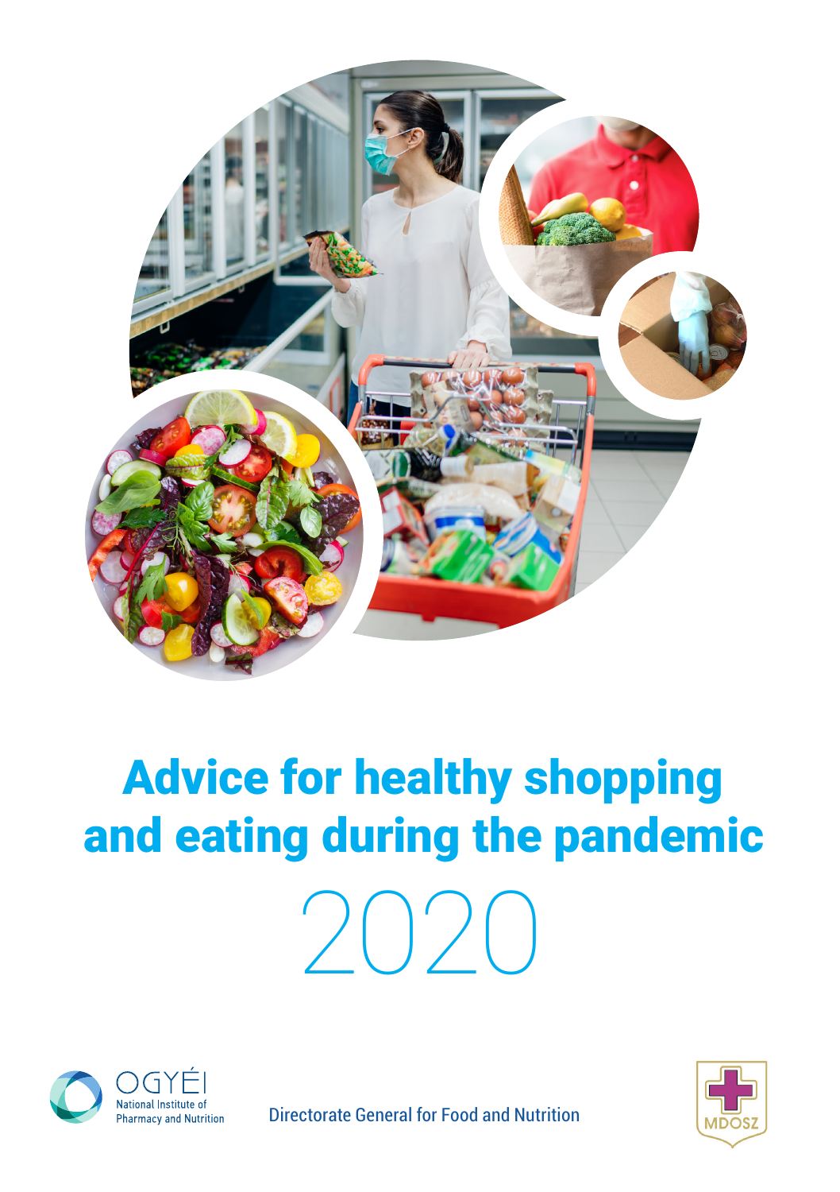# Advice for healthy shopping and eating during the pandemic

2020

OGYÉI
National Institute of Pharmacy and Nutrition

Directorate General for Food and Nutrition

MDOSZ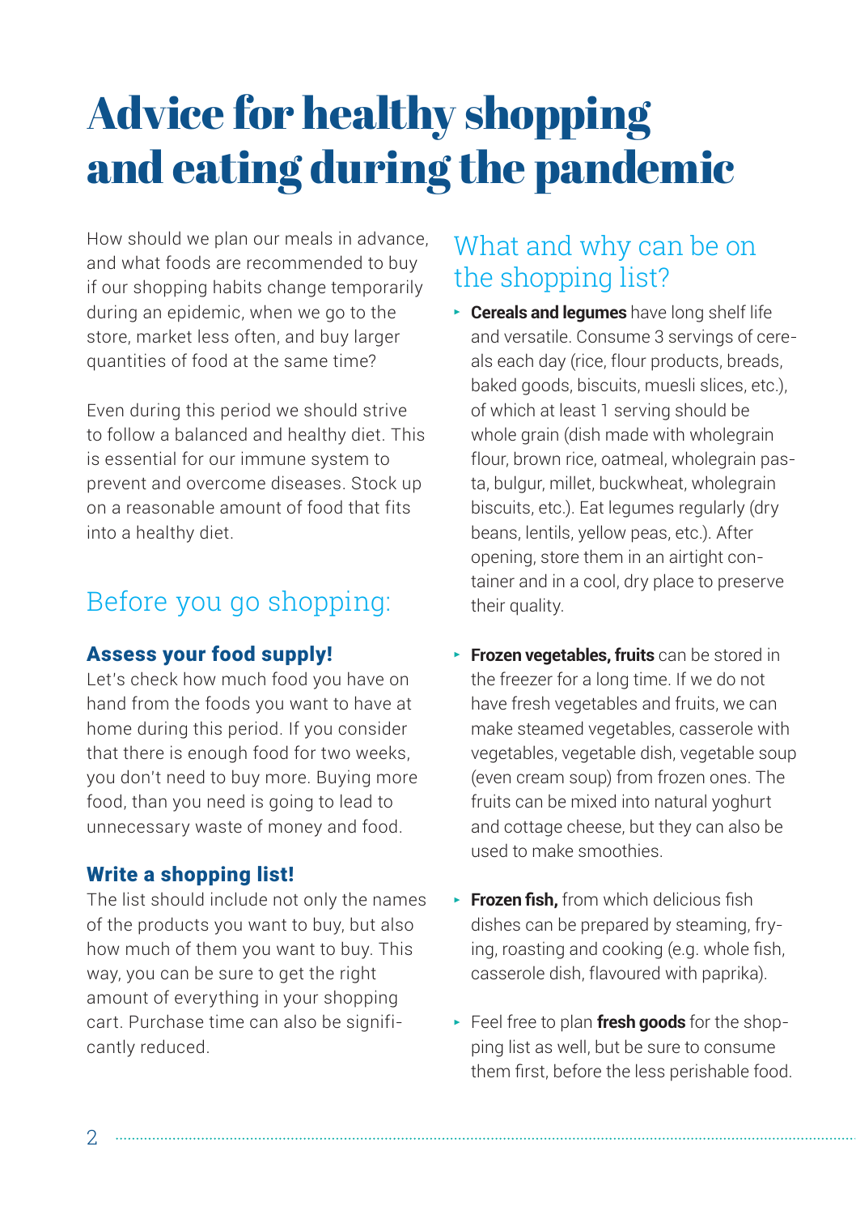# Advice for healthy shopping and eating during the pandemic

How should we plan our meals in advance, and what foods are recommended to buy if our shopping habits change temporarily during an epidemic, when we go to the store, market less often, and buy larger quantities of food at the same time?

Even during this period we should strive to follow a balanced and healthy diet. This is essential for our immune system to prevent and overcome diseases. Stock up on a reasonable amount of food that fits into a healthy diet.

## Before you go shopping:

### Assess your food supply!

Let's check how much food you have on hand from the foods you want to have at home during this period. If you consider that there is enough food for two weeks, you don't need to buy more. Buying more food, than you need is going to lead to unnecessary waste of money and food.

### Write a shopping list!

The list should include not only the names of the products you want to buy, but also how much of them you want to buy. This way, you can be sure to get the right amount of everything in your shopping cart. Purchase time can also be significantly reduced.

## What and why can be on the shopping list?

- **Cereals and legumes** have long shelf life and versatile. Consume 3 servings of cereals each day (rice, flour products, breads, baked goods, biscuits, muesli slices, etc.), of which at least 1 serving should be whole grain (dish made with wholegrain flour, brown rice, oatmeal, wholegrain pasta, bulgur, millet, buckwheat, wholegrain biscuits, etc.). Eat legumes regularly (dry beans, lentils, yellow peas, etc.). After opening, store them in an airtight container and in a cool, dry place to preserve their quality.
- **Frozen vegetables, fruits** can be stored in the freezer for a long time. If we do not have fresh vegetables and fruits, we can make steamed vegetables, casserole with vegetables, vegetable dish, vegetable soup (even cream soup) from frozen ones. The fruits can be mixed into natural yoghurt and cottage cheese, but they can also be used to make smoothies.
- **Frozen fish,** from which delicious fish dishes can be prepared by steaming, frying, roasting and cooking (e.g. whole fish, casserole dish, flavoured with paprika).
- Feel free to plan **fresh goods** for the shopping list as well, but be sure to consume them first, before the less perishable food.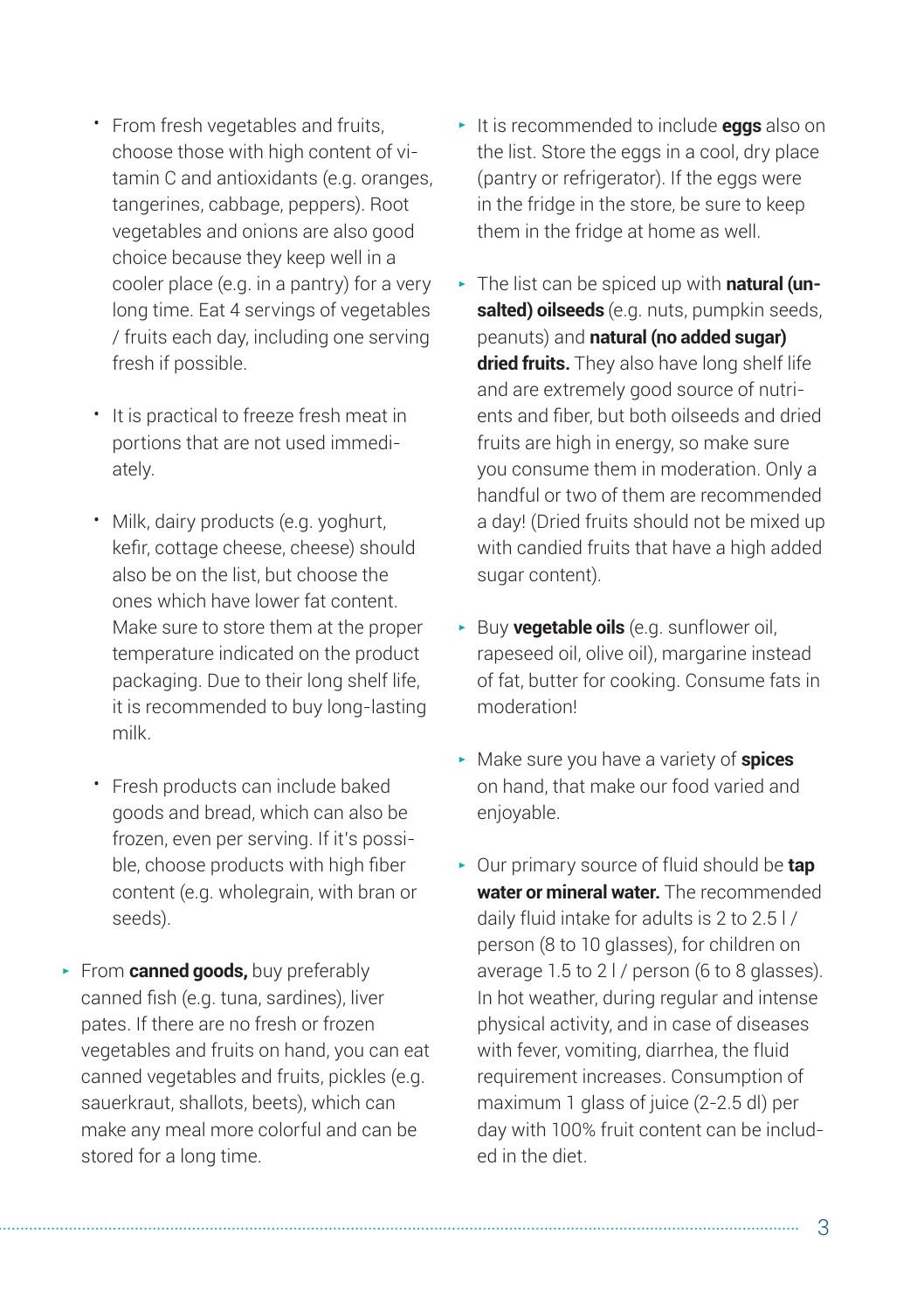- From fresh vegetables and fruits, choose those with high content of vitamin C and antioxidants (e.g. oranges, tangerines, cabbage, peppers). Root vegetables and onions are also good choice because they keep well in a cooler place (e.g. in a pantry) for a very long time. Eat 4 servings of vegetables / fruits each day, including one serving fresh if possible.
  - It is practical to freeze fresh meat in portions that are not used immediately.
  - Milk, dairy products (e.g. yoghurt, kefir, cottage cheese, cheese) should also be on the list, but choose the ones which have lower fat content. Make sure to store them at the proper temperature indicated on the product packaging. Due to their long shelf life, it is recommended to buy long-lasting milk.
  - Fresh products can include baked goods and bread, which can also be frozen, even per serving. If it's possible, choose products with high fiber content (e.g. wholegrain, with bran or seeds).
- From **canned goods,** buy preferably canned fish (e.g. tuna, sardines), liver pates. If there are no fresh or frozen vegetables and fruits on hand, you can eat canned vegetables and fruits, pickles (e.g. sauerkraut, shallots, beets), which can make any meal more colorful and can be stored for a long time.
- It is recommended to include **eggs** also on the list. Store the eggs in a cool, dry place (pantry or refrigerator). If the eggs were in the fridge in the store, be sure to keep them in the fridge at home as well.
- The list can be spiced up with **natural (unsalted) oilseeds** (e.g. nuts, pumpkin seeds, peanuts) and **natural (no added sugar) dried fruits.** They also have long shelf life and are extremely good source of nutrients and fiber, but both oilseeds and dried fruits are high in energy, so make sure you consume them in moderation. Only a handful or two of them are recommended a day! (Dried fruits should not be mixed up with candied fruits that have a high added sugar content).
- Buy **vegetable oils** (e.g. sunflower oil, rapeseed oil, olive oil), margarine instead of fat, butter for cooking. Consume fats in moderation!
- Make sure you have a variety of **spices** on hand, that make our food varied and enjoyable.
- Our primary source of fluid should be **tap water or mineral water.** The recommended daily fluid intake for adults is 2 to 2.5 l / person (8 to 10 glasses), for children on average 1.5 to 2 l / person (6 to 8 glasses). In hot weather, during regular and intense physical activity, and in case of diseases with fever, vomiting, diarrhea, the fluid requirement increases. Consumption of maximum 1 glass of juice (2-2.5 dl) per day with 100% fruit content can be included in the diet.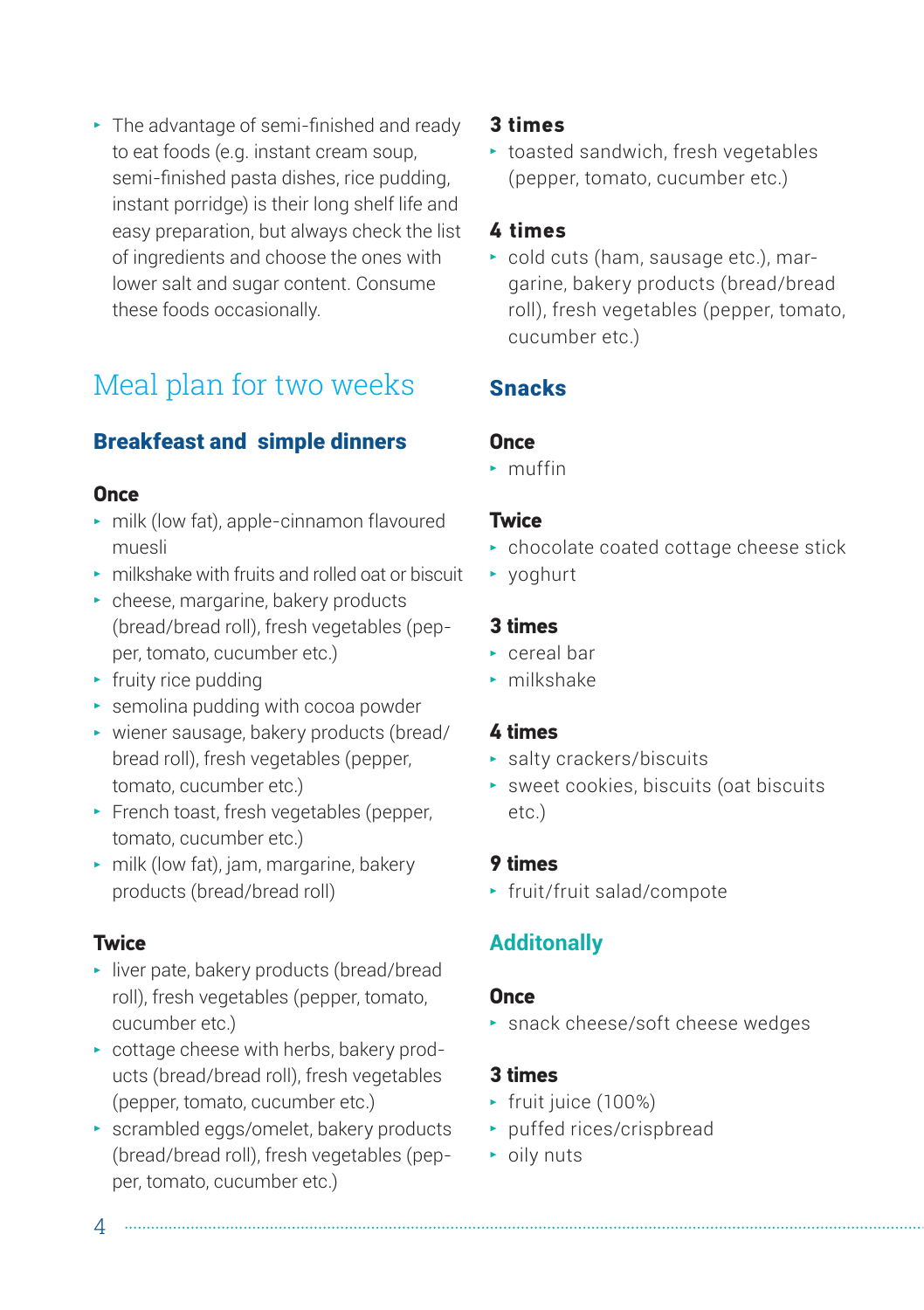- The advantage of semi-finished and ready to eat foods (e.g. instant cream soup, semi-finished pasta dishes, rice pudding, instant porridge) is their long shelf life and easy preparation, but always check the list of ingredients and choose the ones with lower salt and sugar content. Consume these foods occasionally.

## Meal plan for two weeks

### Breakfeast and simple dinners

**Once**

- milk (low fat), apple-cinnamon flavoured muesli
- milkshake with fruits and rolled oat or biscuit
- cheese, margarine, bakery products (bread/bread roll), fresh vegetables (pepper, tomato, cucumber etc.)
- fruity rice pudding
- semolina pudding with cocoa powder
- wiener sausage, bakery products (bread/bread roll), fresh vegetables (pepper, tomato, cucumber etc.)
- French toast, fresh vegetables (pepper, tomato, cucumber etc.)
- milk (low fat), jam, margarine, bakery products (bread/bread roll)

**Twice**

- liver pate, bakery products (bread/bread roll), fresh vegetables (pepper, tomato, cucumber etc.)
- cottage cheese with herbs, bakery products (bread/bread roll), fresh vegetables (pepper, tomato, cucumber etc.)
- scrambled eggs/omelet, bakery products (bread/bread roll), fresh vegetables (pepper, tomato, cucumber etc.)

**3 times**

- toasted sandwich, fresh vegetables (pepper, tomato, cucumber etc.)

**4 times**

- cold cuts (ham, sausage etc.), margarine, bakery products (bread/bread roll), fresh vegetables (pepper, tomato, cucumber etc.)

### Snacks

**Once**

- muffin

**Twice**

- chocolate coated cottage cheese stick
- yoghurt

**3 times**

- cereal bar
- milkshake

**4 times**

- salty crackers/biscuits
- sweet cookies, biscuits (oat biscuits etc.)

**9 times**

- fruit/fruit salad/compote

### Additonally

**Once**

- snack cheese/soft cheese wedges

**3 times**

- fruit juice (100%)
- puffed rices/crispbread
- oily nuts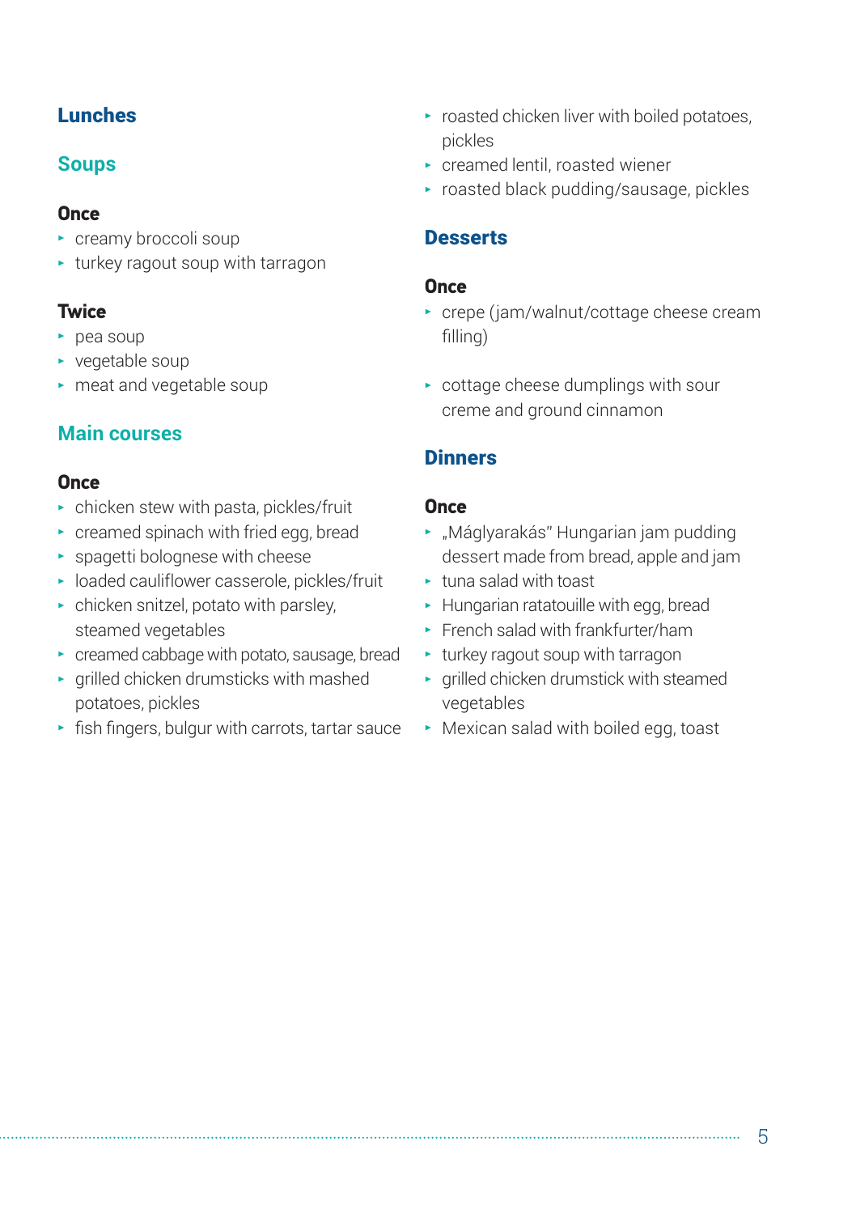# Lunches

## Soups

### Once

- creamy broccoli soup
- turkey ragout soup with tarragon

### Twice

- pea soup
- vegetable soup
- meat and vegetable soup

## Main courses

### Once

- chicken stew with pasta, pickles/fruit
- creamed spinach with fried egg, bread
- spagetti bolognese with cheese
- loaded cauliflower casserole, pickles/fruit
- chicken snitzel, potato with parsley, steamed vegetables
- creamed cabbage with potato, sausage, bread
- grilled chicken drumsticks with mashed potatoes, pickles
- fish fingers, bulgur with carrots, tartar sauce
- roasted chicken liver with boiled potatoes, pickles
- creamed lentil, roasted wiener
- roasted black pudding/sausage, pickles

## Desserts

### Once

- crepe (jam/walnut/cottage cheese cream filling)
- cottage cheese dumplings with sour creme and ground cinnamon

# Dinners

### Once

- „Máglyarakás" Hungarian jam pudding dessert made from bread, apple and jam
- tuna salad with toast
- Hungarian ratatouille with egg, bread
- French salad with frankfurter/ham
- turkey ragout soup with tarragon
- grilled chicken drumstick with steamed vegetables
- Mexican salad with boiled egg, toast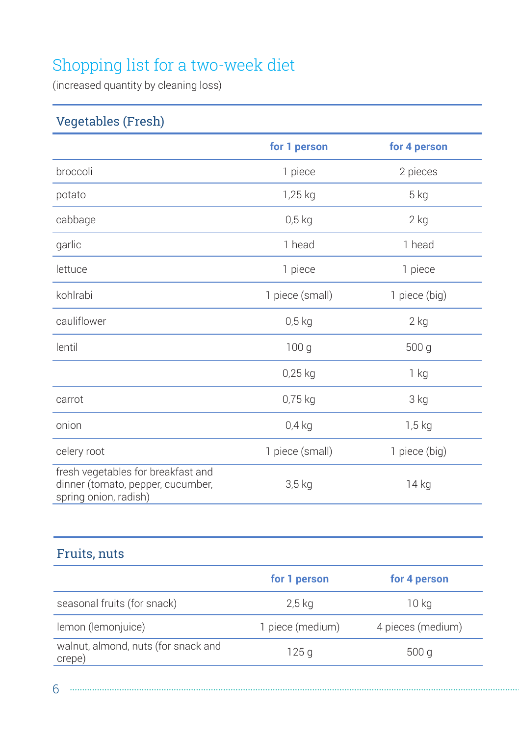# Shopping list for a two-week diet

(increased quantity by cleaning loss)

## Vegetables (Fresh)

| | for 1 person | for 4 person |
|---|---|---|
| broccoli | 1 piece | 2 pieces |
| potato | 1,25 kg | 5 kg |
| cabbage | 0,5 kg | 2 kg |
| garlic | 1 head | 1 head |
| lettuce | 1 piece | 1 piece |
| kohlrabi | 1 piece (small) | 1 piece (big) |
| cauliflower | 0,5 kg | 2 kg |
| lentil | 100 g | 500 g |
| | 0,25 kg | 1 kg |
| carrot | 0,75 kg | 3 kg |
| onion | 0,4 kg | 1,5 kg |
| celery root | 1 piece (small) | 1 piece (big) |
| fresh vegetables for breakfast and dinner (tomato, pepper, cucumber, spring onion, radish) | 3,5 kg | 14 kg |

## Fruits, nuts

| | for 1 person | for 4 person |
|---|---|---|
| seasonal fruits (for snack) | 2,5 kg | 10 kg |
| lemon (lemonjuice) | 1 piece (medium) | 4 pieces (medium) |
| walnut, almond, nuts (for snack and crepe) | 125 g | 500 g |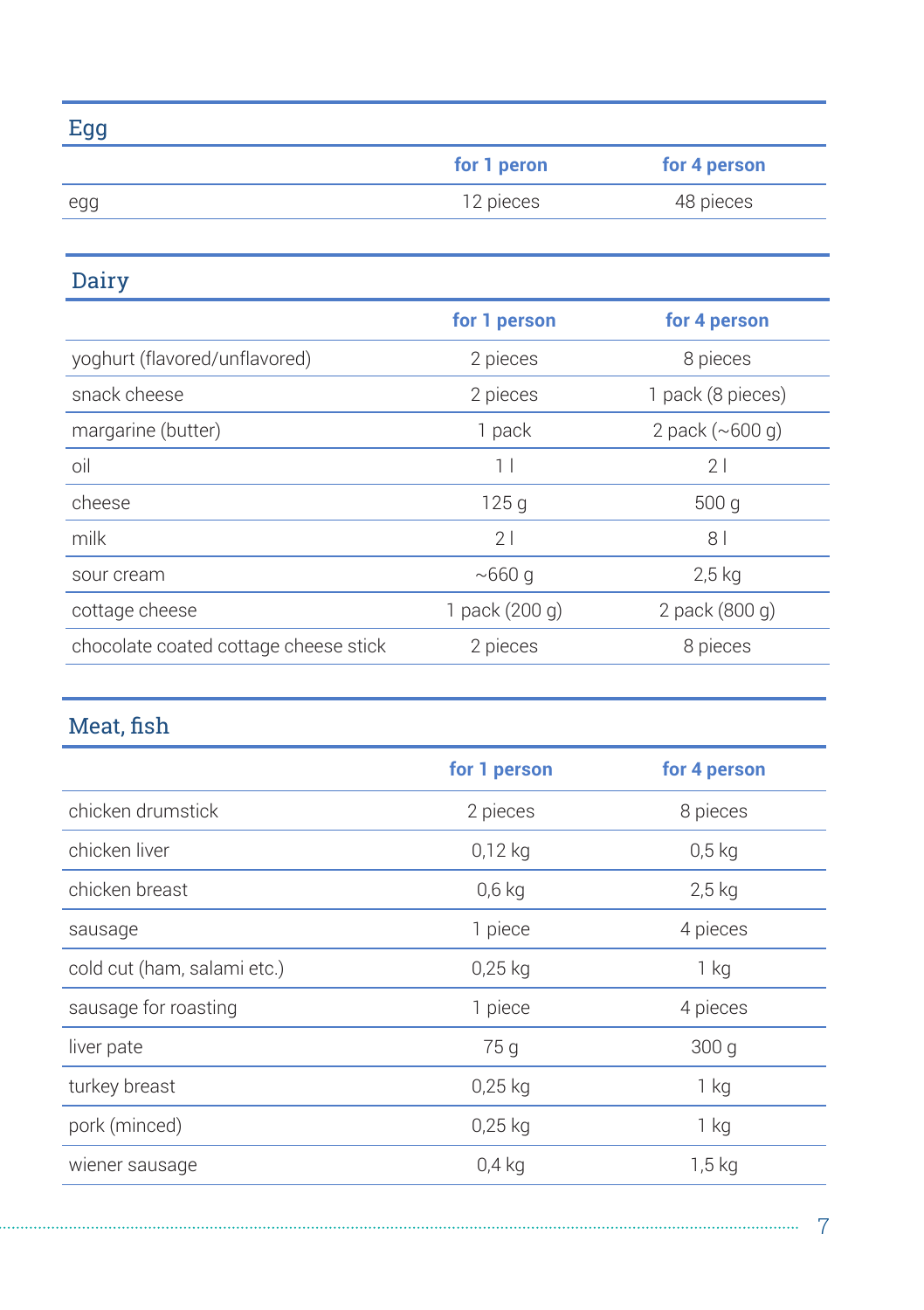## Egg

| | for 1 peron | for 4 person |
|---|---|---|
| egg | 12 pieces | 48 pieces |

## Dairy

| | for 1 person | for 4 person |
|---|---|---|
| yoghurt (flavored/unflavored) | 2 pieces | 8 pieces |
| snack cheese | 2 pieces | 1 pack (8 pieces) |
| margarine (butter) | 1 pack | 2 pack (~600 g) |
| oil | 1 l | 2 l |
| cheese | 125 g | 500 g |
| milk | 2 l | 8 l |
| sour cream | ~660 g | 2,5 kg |
| cottage cheese | 1 pack (200 g) | 2 pack (800 g) |
| chocolate coated cottage cheese stick | 2 pieces | 8 pieces |

## Meat, fish

| | for 1 person | for 4 person |
|---|---|---|
| chicken drumstick | 2 pieces | 8 pieces |
| chicken liver | 0,12 kg | 0,5 kg |
| chicken breast | 0,6 kg | 2,5 kg |
| sausage | 1 piece | 4 pieces |
| cold cut (ham, salami etc.) | 0,25 kg | 1 kg |
| sausage for roasting | 1 piece | 4 pieces |
| liver pate | 75 g | 300 g |
| turkey breast | 0,25 kg | 1 kg |
| pork (minced) | 0,25 kg | 1 kg |
| wiener sausage | 0,4 kg | 1,5 kg |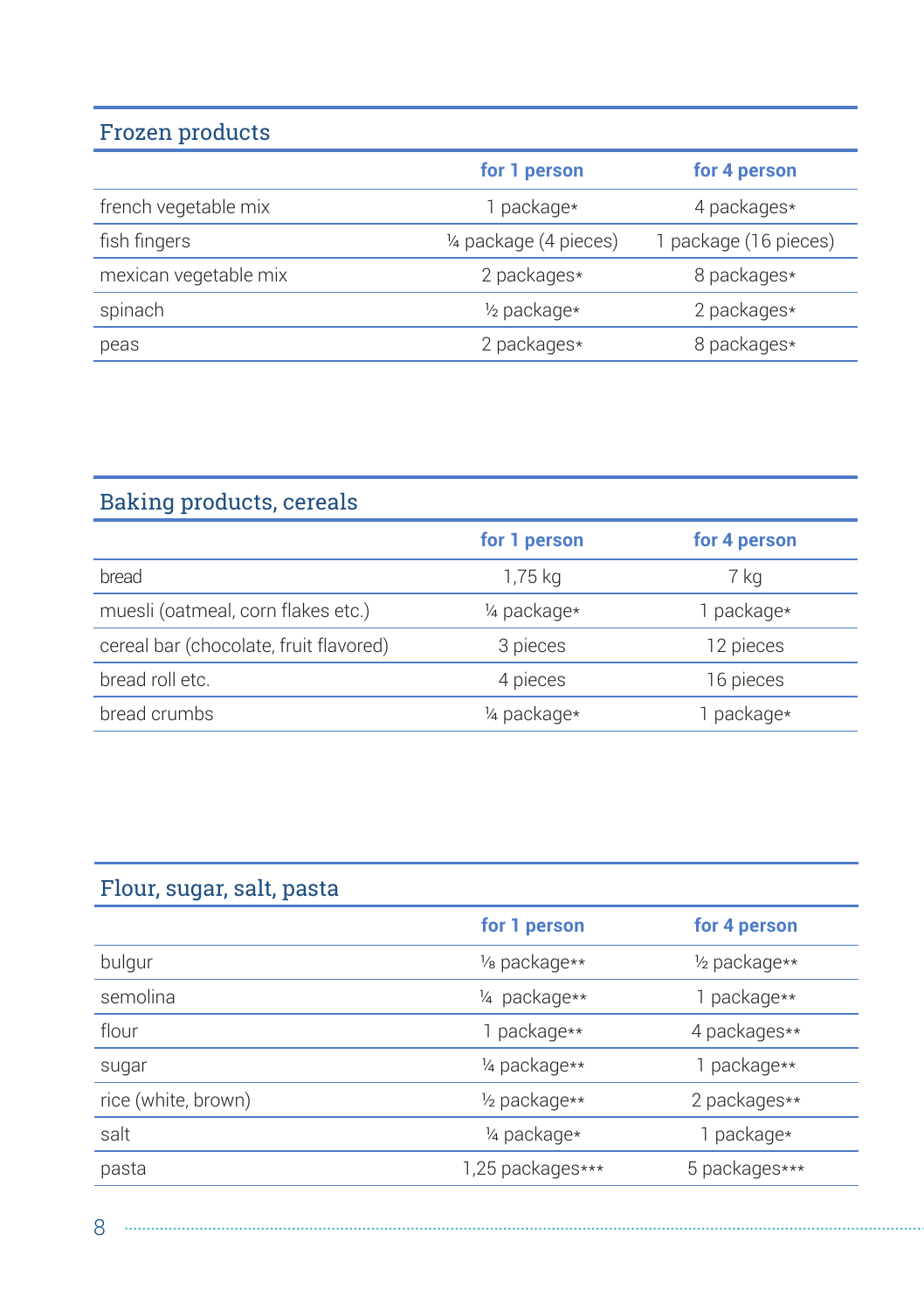## Frozen products

| | for 1 person | for 4 person |
|---|---|---|
| french vegetable mix | 1 package* | 4 packages* |
| fish fingers | ¼ package (4 pieces) | 1 package (16 pieces) |
| mexican vegetable mix | 2 packages* | 8 packages* |
| spinach | ½ package* | 2 packages* |
| peas | 2 packages* | 8 packages* |

## Baking products, cereals

| | for 1 person | for 4 person |
|---|---|---|
| bread | 1,75 kg | 7 kg |
| muesli (oatmeal, corn flakes etc.) | ¼ package* | 1 package* |
| cereal bar (chocolate, fruit flavored) | 3 pieces | 12 pieces |
| bread roll etc. | 4 pieces | 16 pieces |
| bread crumbs | ¼ package* | 1 package* |

## Flour, sugar, salt, pasta

| | for 1 person | for 4 person |
|---|---|---|
| bulgur | ⅛ package** | ½ package** |
| semolina | ¼ package** | 1 package** |
| flour | 1 package** | 4 packages** |
| sugar | ¼ package** | 1 package** |
| rice (white, brown) | ½ package** | 2 packages** |
| salt | ¼ package* | 1 package* |
| pasta | 1,25 packages*** | 5 packages*** |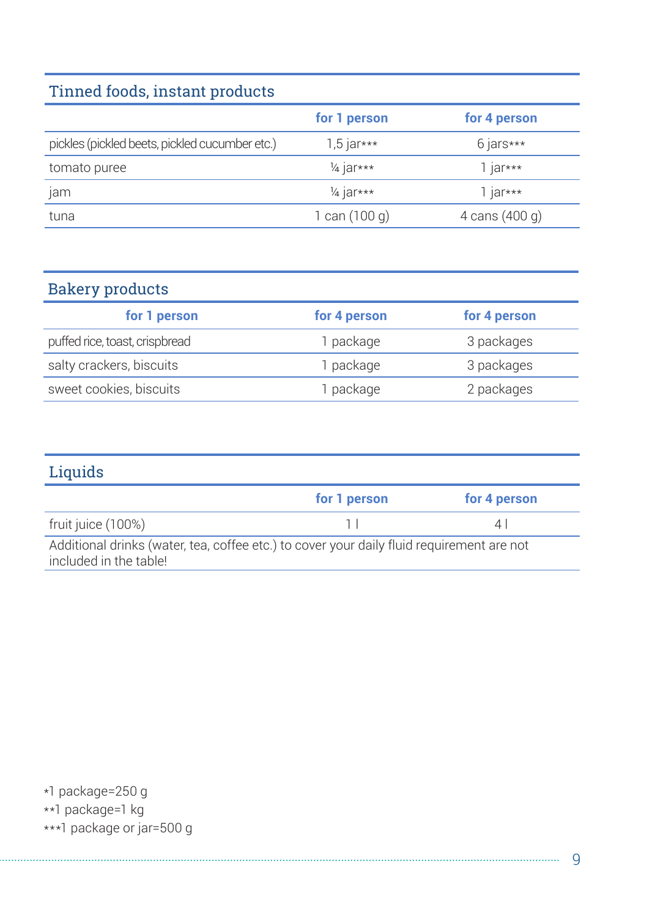## Tinned foods, instant products

| | for 1 person | for 4 person |
|---|---|---|
| pickles (pickled beets, pickled cucumber etc.) | 1,5 jar*** | 6 jars*** |
| tomato puree | ¼ jar*** | 1 jar*** |
| jam | ¼ jar*** | 1 jar*** |
| tuna | 1 can (100 g) | 4 cans (400 g) |

## Bakery products

| for 1 person | for 4 person | for 4 person |
|---|---|---|
| puffed rice, toast, crispbread | 1 package | 3 packages |
| salty crackers, biscuits | 1 package | 3 packages |
| sweet cookies, biscuits | 1 package | 2 packages |

## Liquids

| | for 1 person | for 4 person |
|---|---|---|
| fruit juice (100%) | 1 l | 4 l |
| Additional drinks (water, tea, coffee etc.) to cover your daily fluid requirement are not included in the table! | | |

*1 package=250 g
**1 package=1 kg
***1 package or jar=500 g